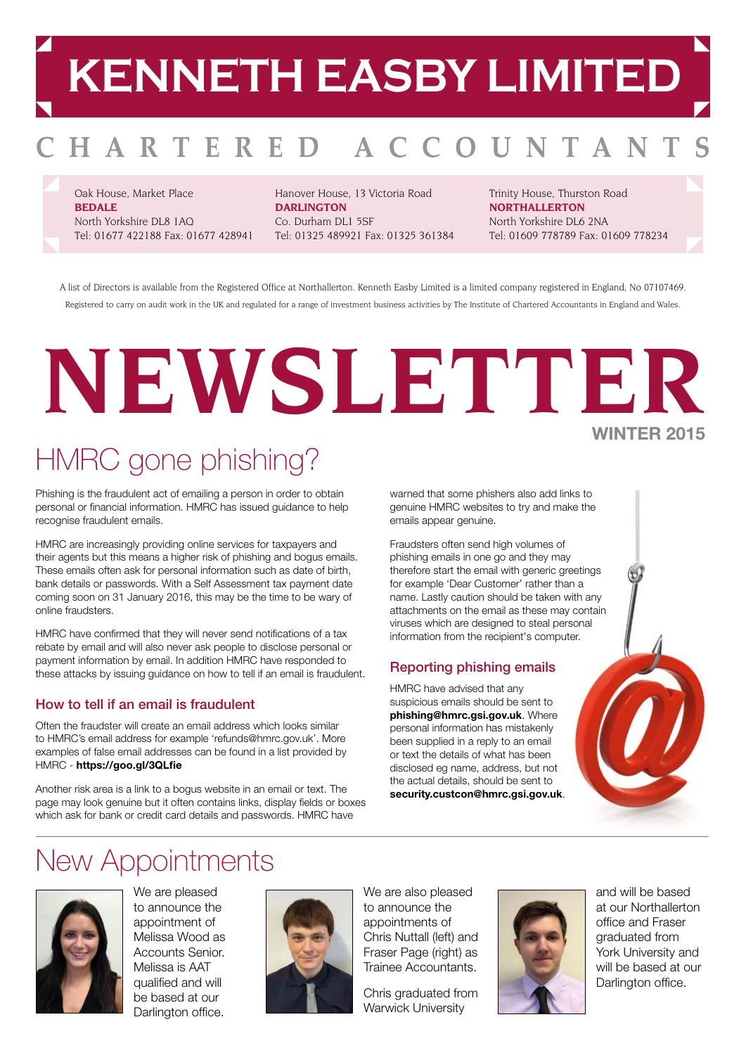# KENNETH EASBY LIMITED

## CHARTERED ACCOUNTANTS

Oak House, Market Place
**BEDALE**
North Yorkshire DL8 1AQ
Tel: 01677 422188 Fax: 01677 428941

Hanover House, 13 Victoria Road
**DARLINGTON**
Co. Durham DL1 5SF
Tel: 01325 489921 Fax: 01325 361384

Trinity House, Thurston Road
**NORTHALLERTON**
North Yorkshire DL6 2NA
Tel: 01609 778789 Fax: 01609 778234

A list of Directors is available from the Registered Office at Northallerton. Kenneth Easby Limited is a limited company registered in England, No 07107469. Registered to carry on audit work in the UK and regulated for a range of investment business activities by The Institute of Chartered Accountants in England and Wales.

# NEWSLETTER

**WINTER 2015**

## HMRC gone phishing?

Phishing is the fraudulent act of emailing a person in order to obtain personal or financial information. HMRC has issued guidance to help recognise fraudulent emails.

HMRC are increasingly providing online services for taxpayers and their agents but this means a higher risk of phishing and bogus emails. These emails often ask for personal information such as date of birth, bank details or passwords. With a Self Assessment tax payment date coming soon on 31 January 2016, this may be the time to be wary of online fraudsters.

HMRC have confirmed that they will never send notifications of a tax rebate by email and will also never ask people to disclose personal or payment information by email. In addition HMRC have responded to these attacks by issuing guidance on how to tell if an email is fraudulent.

### How to tell if an email is fraudulent

Often the fraudster will create an email address which looks similar to HMRC's email address for example 'refunds@hmrc.gov.uk'. More examples of false email addresses can be found in a list provided by HMRC - **https://goo.gl/3QLfie**

Another risk area is a link to a bogus website in an email or text. The page may look genuine but it often contains links, display fields or boxes which ask for bank or credit card details and passwords. HMRC have warned that some phishers also add links to genuine HMRC websites to try and make the emails appear genuine.

Fraudsters often send high volumes of phishing emails in one go and they may therefore start the email with generic greetings for example 'Dear Customer' rather than a name. Lastly caution should be taken with any attachments on the email as these may contain viruses which are designed to steal personal information from the recipient's computer.

### Reporting phishing emails

HMRC have advised that any suspicious emails should be sent to **phishing@hmrc.gsi.gov.uk**. Where personal information has mistakenly been supplied in a reply to an email or text the details of what has been disclosed eg name, address, but not the actual details, should be sent to **security.custcon@hmrc.gsi.gov.uk**.

## New Appointments

We are pleased to announce the appointment of Melissa Wood as Accounts Senior. Melissa is AAT qualified and will be based at our Darlington office.

We are also pleased to announce the appointments of Chris Nuttall (left) and Fraser Page (right) as Trainee Accountants.

Chris graduated from Warwick University and will be based at our Northallerton office and Fraser graduated from York University and will be based at our Darlington office.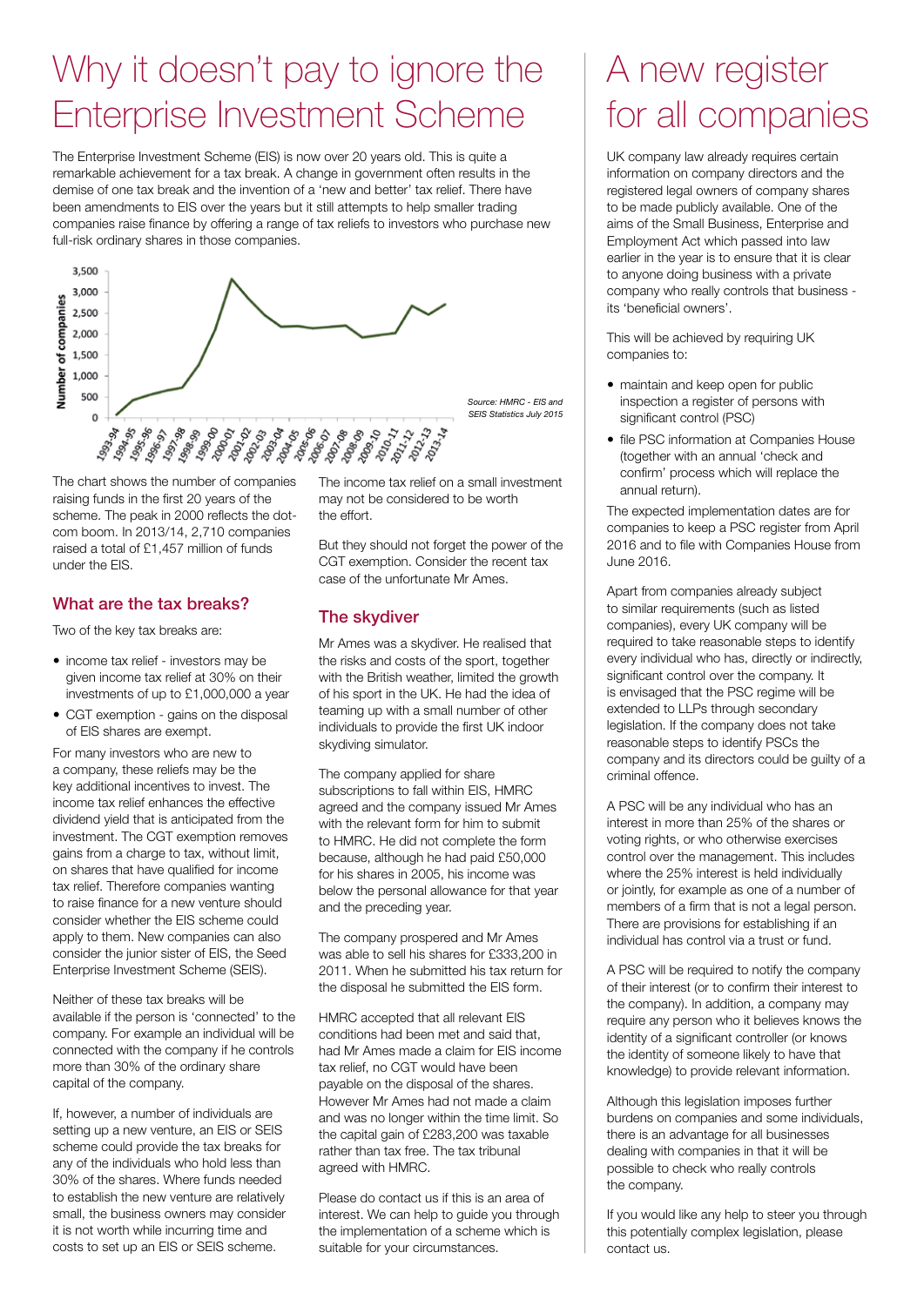# Why it doesn't pay to ignore the Enterprise Investment Scheme

The Enterprise Investment Scheme (EIS) is now over 20 years old. This is quite a remarkable achievement for a tax break. A change in government often results in the demise of one tax break and the invention of a 'new and better' tax relief. There have been amendments to EIS over the years but it still attempts to help smaller trading companies raise finance by offering a range of tax reliefs to investors who purchase new full-risk ordinary shares in those companies.

*Source: HMRC - EIS and SEIS Statistics July 2015*

The chart shows the number of companies raising funds in the first 20 years of the scheme. The peak in 2000 reflects the dot-com boom. In 2013/14, 2,710 companies raised a total of £1,457 million of funds under the EIS.

## What are the tax breaks?

Two of the key tax breaks are:

- income tax relief - investors may be given income tax relief at 30% on their investments of up to £1,000,000 a year
- CGT exemption - gains on the disposal of EIS shares are exempt.

For many investors who are new to a company, these reliefs may be the key additional incentives to invest. The income tax relief enhances the effective dividend yield that is anticipated from the investment. The CGT exemption removes gains from a charge to tax, without limit, on shares that have qualified for income tax relief. Therefore companies wanting to raise finance for a new venture should consider whether the EIS scheme could apply to them. New companies can also consider the junior sister of EIS, the Seed Enterprise Investment Scheme (SEIS).

Neither of these tax breaks will be available if the person is 'connected' to the company. For example an individual will be connected with the company if he controls more than 30% of the ordinary share capital of the company.

If, however, a number of individuals are setting up a new venture, an EIS or SEIS scheme could provide the tax breaks for any of the individuals who hold less than 30% of the shares. Where funds needed to establish the new venture are relatively small, the business owners may consider it is not worth while incurring time and costs to set up an EIS or SEIS scheme. The income tax relief on a small investment may not be considered to be worth the effort.

But they should not forget the power of the CGT exemption. Consider the recent tax case of the unfortunate Mr Ames.

## The skydiver

Mr Ames was a skydiver. He realised that the risks and costs of the sport, together with the British weather, limited the growth of his sport in the UK. He had the idea of teaming up with a small number of other individuals to provide the first UK indoor skydiving simulator.

The company applied for share subscriptions to fall within EIS, HMRC agreed and the company issued Mr Ames with the relevant form for him to submit to HMRC. He did not complete the form because, although he had paid £50,000 for his shares in 2005, his income was below the personal allowance for that year and the preceding year.

The company prospered and Mr Ames was able to sell his shares for £333,200 in 2011. When he submitted his tax return for the disposal he submitted the EIS form.

HMRC accepted that all relevant EIS conditions had been met and said that, had Mr Ames made a claim for EIS income tax relief, no CGT would have been payable on the disposal of the shares. However Mr Ames had not made a claim and was no longer within the time limit. So the capital gain of £283,200 was taxable rather than tax free. The tax tribunal agreed with HMRC.

Please do contact us if this is an area of interest. We can help to guide you through the implementation of a scheme which is suitable for your circumstances.

# A new register for all companies

UK company law already requires certain information on company directors and the registered legal owners of company shares to be made publicly available. One of the aims of the Small Business, Enterprise and Employment Act which passed into law earlier in the year is to ensure that it is clear to anyone doing business with a private company who really controls that business - its 'beneficial owners'.

This will be achieved by requiring UK companies to:

- maintain and keep open for public inspection a register of persons with significant control (PSC)
- file PSC information at Companies House (together with an annual 'check and confirm' process which will replace the annual return).

The expected implementation dates are for companies to keep a PSC register from April 2016 and to file with Companies House from June 2016.

Apart from companies already subject to similar requirements (such as listed companies), every UK company will be required to take reasonable steps to identify every individual who has, directly or indirectly, significant control over the company. It is envisaged that the PSC regime will be extended to LLPs through secondary legislation. If the company does not take reasonable steps to identify PSCs the company and its directors could be guilty of a criminal offence.

A PSC will be any individual who has an interest in more than 25% of the shares or voting rights, or who otherwise exercises control over the management. This includes where the 25% interest is held individually or jointly, for example as one of a number of members of a firm that is not a legal person. There are provisions for establishing if an individual has control via a trust or fund.

A PSC will be required to notify the company of their interest (or to confirm their interest to the company). In addition, a company may require any person who it believes knows the identity of a significant controller (or knows the identity of someone likely to have that knowledge) to provide relevant information.

Although this legislation imposes further burdens on companies and some individuals, there is an advantage for all businesses dealing with companies in that it will be possible to check who really controls the company.

If you would like any help to steer you through this potentially complex legislation, please contact us.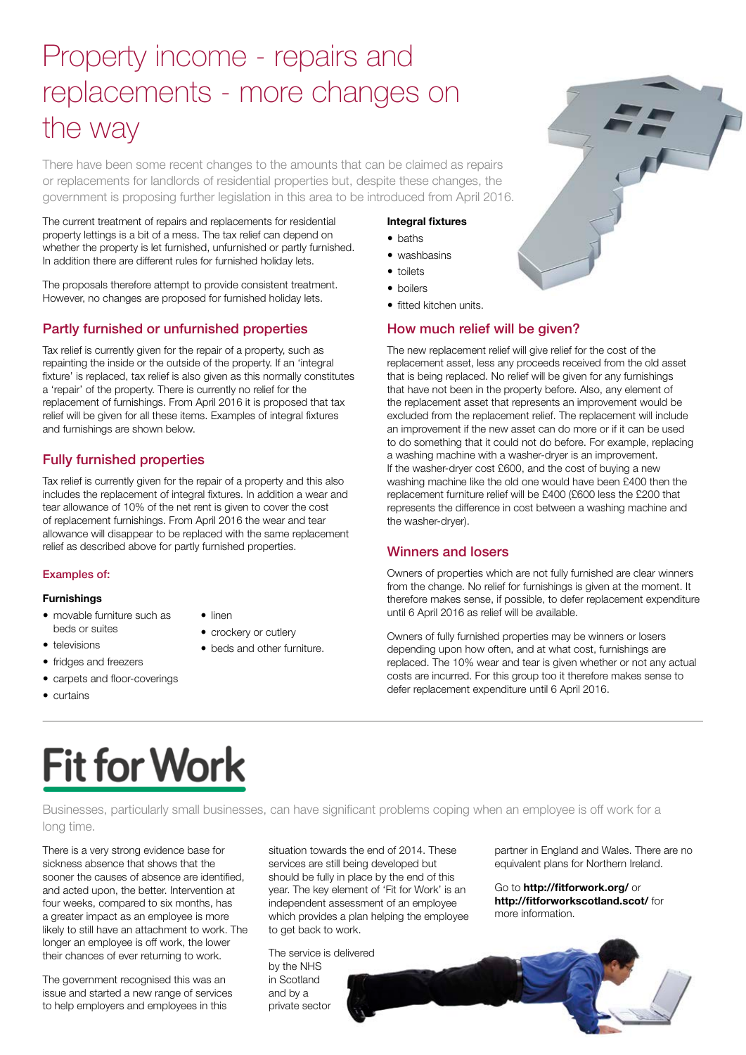# Property income - repairs and replacements - more changes on the way

There have been some recent changes to the amounts that can be claimed as repairs or replacements for landlords of residential properties but, despite these changes, the government is proposing further legislation in this area to be introduced from April 2016.

The current treatment of repairs and replacements for residential property lettings is a bit of a mess. The tax relief can depend on whether the property is let furnished, unfurnished or partly furnished. In addition there are different rules for furnished holiday lets.

The proposals therefore attempt to provide consistent treatment. However, no changes are proposed for furnished holiday lets.

## Partly furnished or unfurnished properties

Tax relief is currently given for the repair of a property, such as repainting the inside or the outside of the property. If an 'integral fixture' is replaced, tax relief is also given as this normally constitutes a 'repair' of the property. There is currently no relief for the replacement of furnishings. From April 2016 it is proposed that tax relief will be given for all these items. Examples of integral fixtures and furnishings are shown below.

## Fully furnished properties

Tax relief is currently given for the repair of a property and this also includes the replacement of integral fixtures. In addition a wear and tear allowance of 10% of the net rent is given to cover the cost of replacement furnishings. From April 2016 the wear and tear allowance will disappear to be replaced with the same replacement relief as described above for partly furnished properties.

### Examples of:

**Furnishings**

- movable furniture such as beds or suites
- televisions
- fridges and freezers
- carpets and floor-coverings
- curtains
- linen
- crockery or cutlery
- beds and other furniture.

**Integral fixtures**

- baths
- washbasins
- toilets
- boilers
- fitted kitchen units.

## How much relief will be given?

The new replacement relief will give relief for the cost of the replacement asset, less any proceeds received from the old asset that is being replaced. No relief will be given for any furnishings that have not been in the property before. Also, any element of the replacement asset that represents an improvement would be excluded from the replacement relief. The replacement will include an improvement if the new asset can do more or if it can be used to do something that it could not do before. For example, replacing a washing machine with a washer-dryer is an improvement. If the washer-dryer cost £600, and the cost of buying a new washing machine like the old one would have been £400 then the replacement furniture relief will be £400 (£600 less the £200 that represents the difference in cost between a washing machine and the washer-dryer).

## Winners and losers

Owners of properties which are not fully furnished are clear winners from the change. No relief for furnishings is given at the moment. It therefore makes sense, if possible, to defer replacement expenditure until 6 April 2016 as relief will be available.

Owners of fully furnished properties may be winners or losers depending upon how often, and at what cost, furnishings are replaced. The 10% wear and tear is given whether or not any actual costs are incurred. For this group too it therefore makes sense to defer replacement expenditure until 6 April 2016.

# Fit for Work

Businesses, particularly small businesses, can have significant problems coping when an employee is off work for a long time.

There is a very strong evidence base for sickness absence that shows that the sooner the causes of absence are identified, and acted upon, the better. Intervention at four weeks, compared to six months, has a greater impact as an employee is more likely to still have an attachment to work. The longer an employee is off work, the lower their chances of ever returning to work.

The government recognised this was an issue and started a new range of services to help employers and employees in this situation towards the end of 2014. These services are still being developed but should be fully in place by the end of this year. The key element of 'Fit for Work' is an independent assessment of an employee which provides a plan helping the employee to get back to work.

The service is delivered by the NHS in Scotland and by a private sector partner in England and Wales. There are no equivalent plans for Northern Ireland.

Go to **http://fitforwork.org/** or **http://fitforworkscotland.scot/** for more information.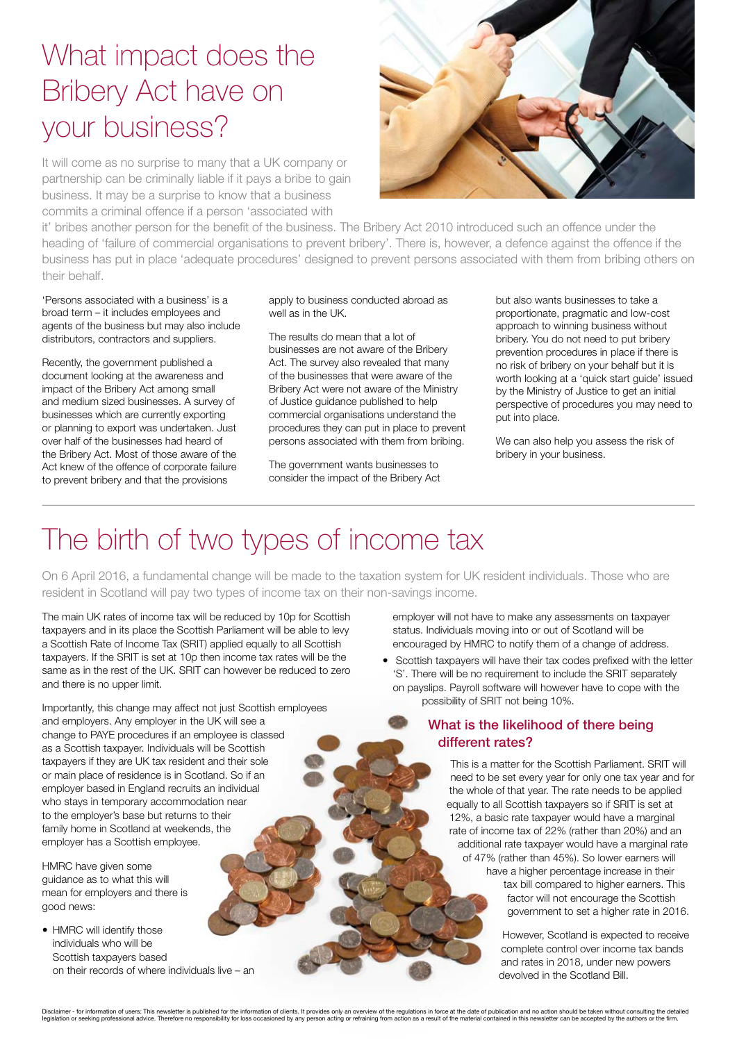# What impact does the Bribery Act have on your business?

It will come as no surprise to many that a UK company or partnership can be criminally liable if it pays a bribe to gain business. It may be a surprise to know that a business commits a criminal offence if a person 'associated with it' bribes another person for the benefit of the business. The Bribery Act 2010 introduced such an offence under the heading of 'failure of commercial organisations to prevent bribery'. There is, however, a defence against the offence if the business has put in place 'adequate procedures' designed to prevent persons associated with them from bribing others on their behalf.

'Persons associated with a business' is a broad term – it includes employees and agents of the business but may also include distributors, contractors and suppliers.

Recently, the government published a document looking at the awareness and impact of the Bribery Act among small and medium sized businesses. A survey of businesses which are currently exporting or planning to export was undertaken. Just over half of the businesses had heard of the Bribery Act. Most of those aware of the Act knew of the offence of corporate failure to prevent bribery and that the provisions apply to business conducted abroad as well as in the UK.

The results do mean that a lot of businesses are not aware of the Bribery Act. The survey also revealed that many of the businesses that were aware of the Bribery Act were not aware of the Ministry of Justice guidance published to help commercial organisations understand the procedures they can put in place to prevent persons associated with them from bribing.

The government wants businesses to consider the impact of the Bribery Act but also wants businesses to take a proportionate, pragmatic and low-cost approach to winning business without bribery. You do not need to put bribery prevention procedures in place if there is no risk of bribery on your behalf but it is worth looking at a 'quick start guide' issued by the Ministry of Justice to get an initial perspective of procedures you may need to put into place.

We can also help you assess the risk of bribery in your business.

# The birth of two types of income tax

On 6 April 2016, a fundamental change will be made to the taxation system for UK resident individuals. Those who are resident in Scotland will pay two types of income tax on their non-savings income.

The main UK rates of income tax will be reduced by 10p for Scottish taxpayers and in its place the Scottish Parliament will be able to levy a Scottish Rate of Income Tax (SRIT) applied equally to all Scottish taxpayers. If the SRIT is set at 10p then income tax rates will be the same as in the rest of the UK. SRIT can however be reduced to zero and there is no upper limit.

Importantly, this change may affect not just Scottish employees and employers. Any employer in the UK will see a change to PAYE procedures if an employee is classed as a Scottish taxpayer. Individuals will be Scottish taxpayers if they are UK tax resident and their sole or main place of residence is in Scotland. So if an employer based in England recruits an individual who stays in temporary accommodation near to the employer's base but returns to their family home in Scotland at weekends, the employer has a Scottish employee.

HMRC have given some guidance as to what this will mean for employers and there is good news:

- HMRC will identify those individuals who will be Scottish taxpayers based on their records of where individuals live – an employer will not have to make any assessments on taxpayer status. Individuals moving into or out of Scotland will be encouraged by HMRC to notify them of a change of address.
- Scottish taxpayers will have their tax codes prefixed with the letter 'S'. There will be no requirement to include the SRIT separately on payslips. Payroll software will however have to cope with the possibility of SRIT not being 10%.

### What is the likelihood of there being different rates?

This is a matter for the Scottish Parliament. SRIT will need to be set every year for only one tax year and for the whole of that year. The rate needs to be applied equally to all Scottish taxpayers so if SRIT is set at 12%, a basic rate taxpayer would have a marginal rate of income tax of 22% (rather than 20%) and an additional rate taxpayer would have a marginal rate of 47% (rather than 45%). So lower earners will have a higher percentage increase in their tax bill compared to higher earners. This factor will not encourage the Scottish government to set a higher rate in 2016.

However, Scotland is expected to receive complete control over income tax bands and rates in 2018, under new powers devolved in the Scotland Bill.

Disclaimer - for information of users: This newsletter is published for the information of clients. It provides only an overview of the regulations in force at the date of publication and no action should be taken without consulting the detailed legislation or seeking professional advice. Therefore no responsibility for loss occasioned by any person acting or refraining from action as a result of the material contained in this newsletter can be accepted by the authors or the firm.